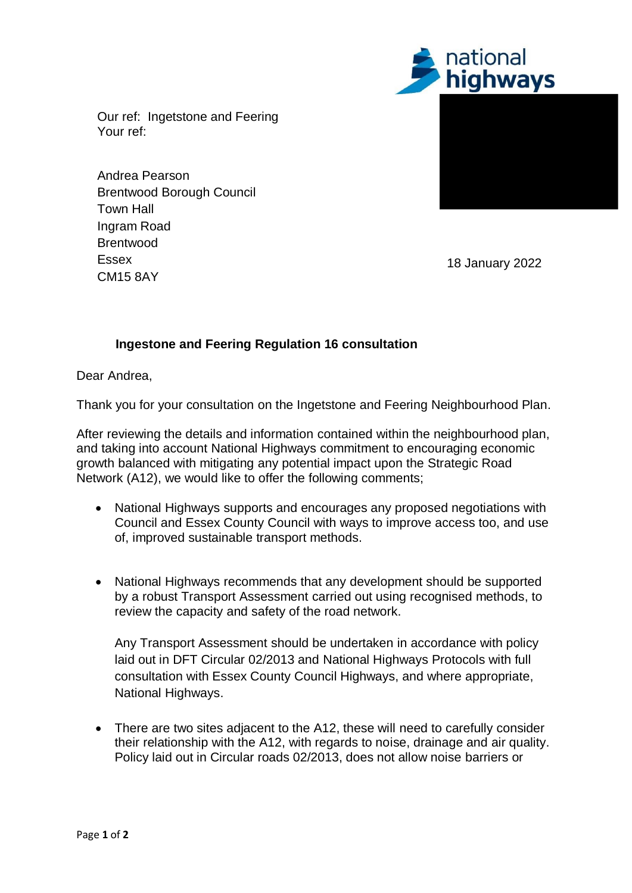Our ref: Ingetstone and Feering
Your ref:

Andrea Pearson
Brentwood Borough Council
Town Hall
Ingram Road
Brentwood
Essex
CM15 8AY

18 January 2022

**Ingestone and Feering Regulation 16 consultation**

Dear Andrea,

Thank you for your consultation on the Ingetstone and Feering Neighbourhood Plan.

After reviewing the details and information contained within the neighbourhood plan, and taking into account National Highways commitment to encouraging economic growth balanced with mitigating any potential impact upon the Strategic Road Network (A12), we would like to offer the following comments;

- National Highways supports and encourages any proposed negotiations with Council and Essex County Council with ways to improve access too, and use of, improved sustainable transport methods.

- National Highways recommends that any development should be supported by a robust Transport Assessment carried out using recognised methods, to review the capacity and safety of the road network.

  Any Transport Assessment should be undertaken in accordance with policy laid out in DFT Circular 02/2013 and National Highways Protocols with full consultation with Essex County Council Highways, and where appropriate, National Highways.

- There are two sites adjacent to the A12, these will need to carefully consider their relationship with the A12, with regards to noise, drainage and air quality. Policy laid out in Circular roads 02/2013, does not allow noise barriers or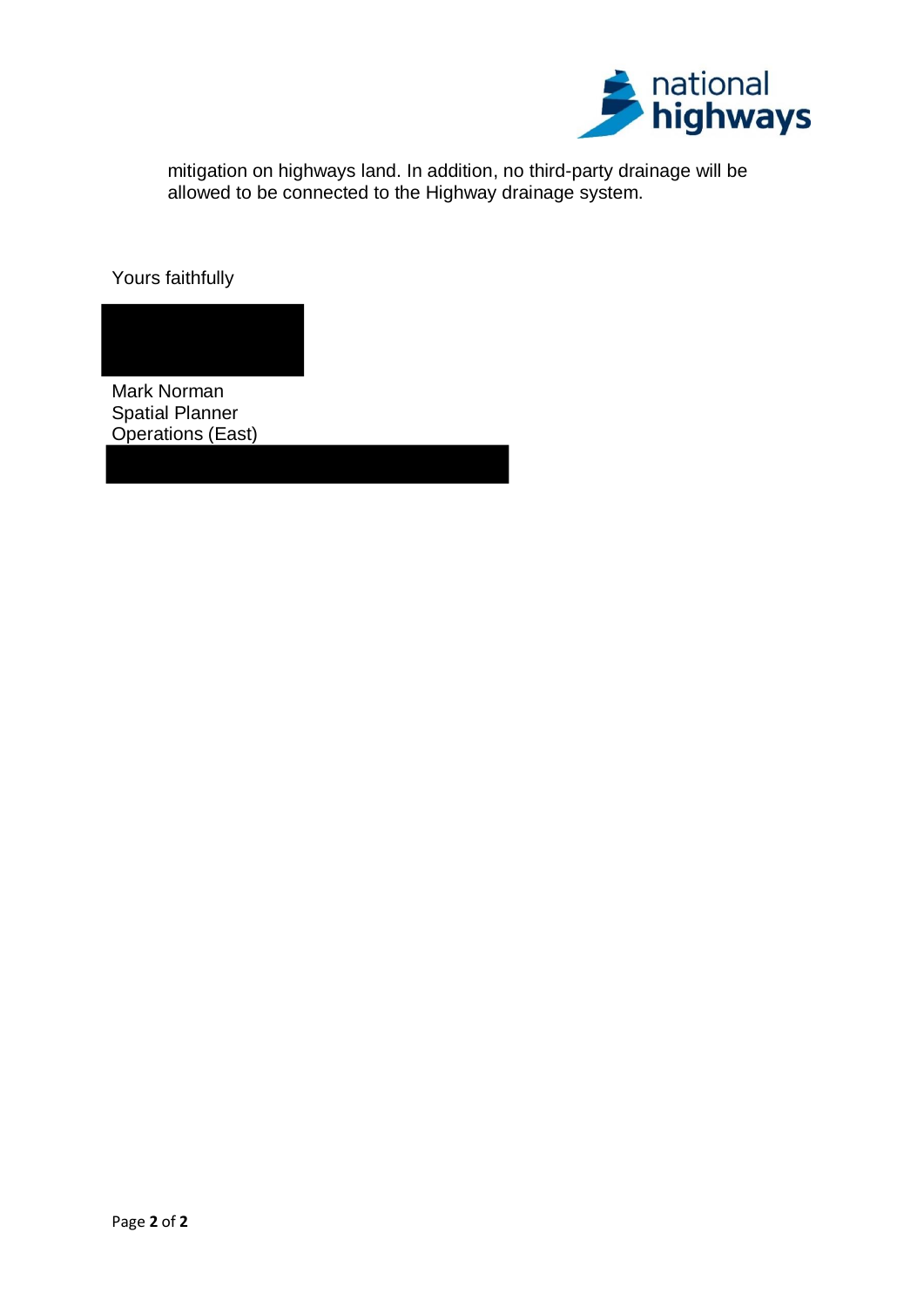mitigation on highways land. In addition, no third-party drainage will be allowed to be connected to the Highway drainage system.

Yours faithfully

Mark Norman
Spatial Planner
Operations (East)